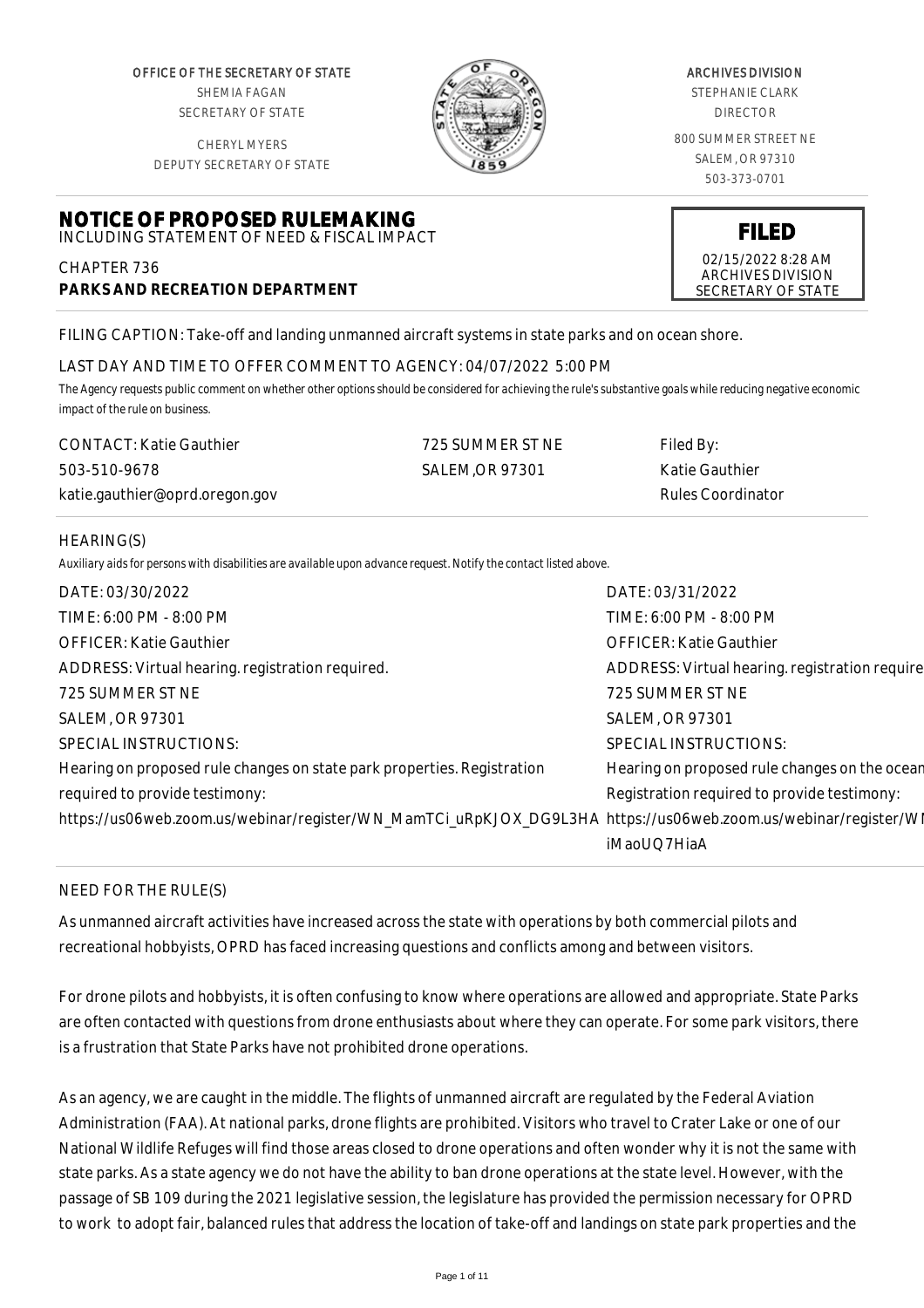OFFICE OF THE SECRETARY OF STATE
SHEMIA FAGAN
SECRETARY OF STATE

CHERYL MYERS
DEPUTY SECRETARY OF STATE

ARCHIVES DIVISION
STEPHANIE CLARK
DIRECTOR

800 SUMMER STREET NE
SALEM, OR 97310
503-373-0701

# NOTICE OF PROPOSED RULEMAKING

INCLUDING STATEMENT OF NEED & FISCAL IMPACT

CHAPTER 736
**PARKS AND RECREATION DEPARTMENT**

**FILED**
02/15/2022 8:28 AM
ARCHIVES DIVISION
SECRETARY OF STATE

FILING CAPTION: Take-off and landing unmanned aircraft systems in state parks and on ocean shore.

LAST DAY AND TIME TO OFFER COMMENT TO AGENCY: 04/07/2022 5:00 PM

The Agency requests public comment on whether other options should be considered for achieving the rule's substantive goals while reducing negative economic impact of the rule on business.

CONTACT: Katie Gauthier
503-510-9678
katie.gauthier@oprd.oregon.gov

725 SUMMER ST NE
SALEM, OR 97301

Filed By:
Katie Gauthier
Rules Coordinator

## HEARING(S)

Auxiliary aids for persons with disabilities are available upon advance request. Notify the contact listed above.

DATE: 03/30/2022
TIME: 6:00 PM - 8:00 PM
OFFICER: Katie Gauthier
ADDRESS: Virtual hearing. registration required.
725 SUMMER ST NE
SALEM, OR 97301
SPECIAL INSTRUCTIONS:
Hearing on proposed rule changes on state park properties. Registration required to provide testimony:
https://us06web.zoom.us/webinar/register/WN_MamTCi_uRpKJOX_DG9L3HA

DATE: 03/31/2022
TIME: 6:00 PM - 8:00 PM
OFFICER: Katie Gauthier
ADDRESS: Virtual hearing. registration require
725 SUMMER ST NE
SALEM, OR 97301
SPECIAL INSTRUCTIONS:
Hearing on proposed rule changes on the ocean
Registration required to provide testimony:
https://us06web.zoom.us/webinar/register/WN
iMaoUQ7HiaA

## NEED FOR THE RULE(S)

As unmanned aircraft activities have increased across the state with operations by both commercial pilots and recreational hobbyists, OPRD has faced increasing questions and conflicts among and between visitors.

For drone pilots and hobbyists, it is often confusing to know where operations are allowed and appropriate. State Parks are often contacted with questions from drone enthusiasts about where they can operate. For some park visitors, there is a frustration that State Parks have not prohibited drone operations.

As an agency, we are caught in the middle. The flights of unmanned aircraft are regulated by the Federal Aviation Administration (FAA). At national parks, drone flights are prohibited. Visitors who travel to Crater Lake or one of our National Wildlife Refuges will find those areas closed to drone operations and often wonder why it is not the same with state parks. As a state agency we do not have the ability to ban drone operations at the state level. However, with the passage of SB 109 during the 2021 legislative session, the legislature has provided the permission necessary for OPRD to work to adopt fair, balanced rules that address the location of take-off and landings on state park properties and the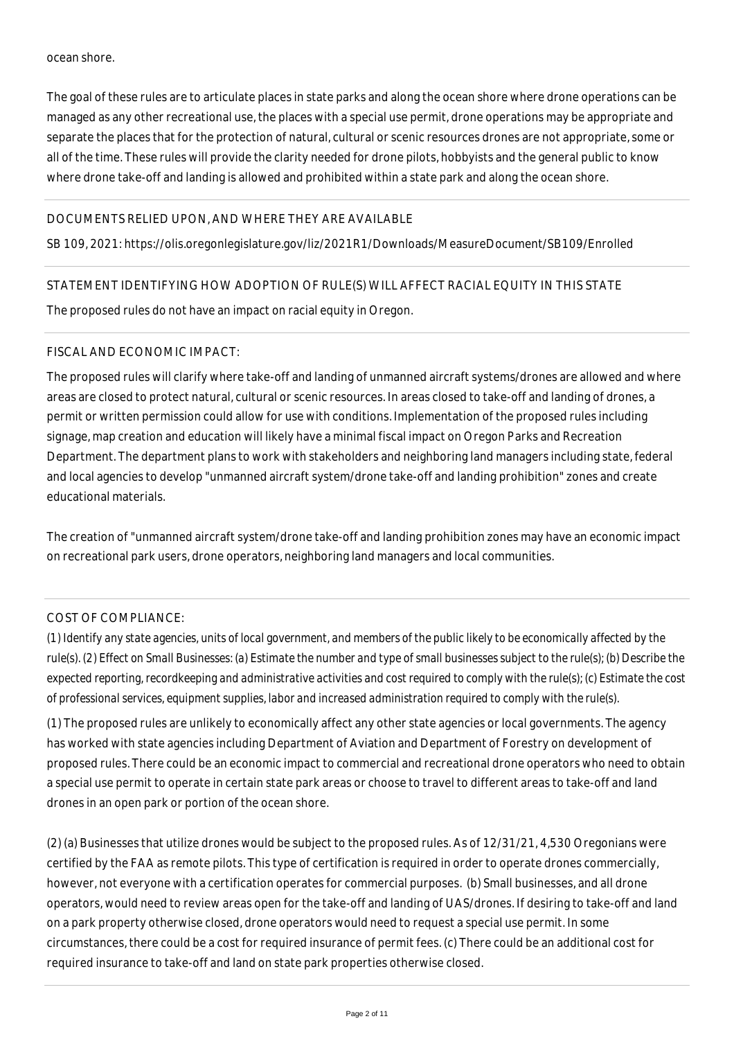ocean shore.

The goal of these rules are to articulate places in state parks and along the ocean shore where drone operations can be managed as any other recreational use, the places with a special use permit, drone operations may be appropriate and separate the places that for the protection of natural, cultural or scenic resources drones are not appropriate, some or all of the time. These rules will provide the clarity needed for drone pilots, hobbyists and the general public to know where drone take-off and landing is allowed and prohibited within a state park and along the ocean shore.

## DOCUMENTS RELIED UPON, AND WHERE THEY ARE AVAILABLE

SB 109, 2021: https://olis.oregonlegislature.gov/liz/2021R1/Downloads/MeasureDocument/SB109/Enrolled

## STATEMENT IDENTIFYING HOW ADOPTION OF RULE(S) WILL AFFECT RACIAL EQUITY IN THIS STATE

The proposed rules do not have an impact on racial equity in Oregon.

## FISCAL AND ECONOMIC IMPACT:

The proposed rules will clarify where take-off and landing of unmanned aircraft systems/drones are allowed and where areas are closed to protect natural, cultural or scenic resources. In areas closed to take-off and landing of drones, a permit or written permission could allow for use with conditions. Implementation of the proposed rules including signage, map creation and education will likely have a minimal fiscal impact on Oregon Parks and Recreation Department. The department plans to work with stakeholders and neighboring land managers including state, federal and local agencies to develop "unmanned aircraft system/drone take-off and landing prohibition" zones and create educational materials.

The creation of "unmanned aircraft system/drone take-off and landing prohibition zones may have an economic impact on recreational park users, drone operators, neighboring land managers and local communities.

## COST OF COMPLIANCE:

*(1) Identify any state agencies, units of local government, and members of the public likely to be economically affected by the rule(s). (2) Effect on Small Businesses: (a) Estimate the number and type of small businesses subject to the rule(s); (b) Describe the expected reporting, recordkeeping and administrative activities and cost required to comply with the rule(s); (c) Estimate the cost of professional services, equipment supplies, labor and increased administration required to comply with the rule(s).*

(1) The proposed rules are unlikely to economically affect any other state agencies or local governments. The agency has worked with state agencies including Department of Aviation and Department of Forestry on development of proposed rules. There could be an economic impact to commercial and recreational drone operators who need to obtain a special use permit to operate in certain state park areas or choose to travel to different areas to take-off and land drones in an open park or portion of the ocean shore.

(2) (a) Businesses that utilize drones would be subject to the proposed rules. As of 12/31/21, 4,530 Oregonians were certified by the FAA as remote pilots. This type of certification is required in order to operate drones commercially, however, not everyone with a certification operates for commercial purposes. (b) Small businesses, and all drone operators, would need to review areas open for the take-off and landing of UAS/drones. If desiring to take-off and land on a park property otherwise closed, drone operators would need to request a special use permit. In some circumstances, there could be a cost for required insurance of permit fees. (c) There could be an additional cost for required insurance to take-off and land on state park properties otherwise closed.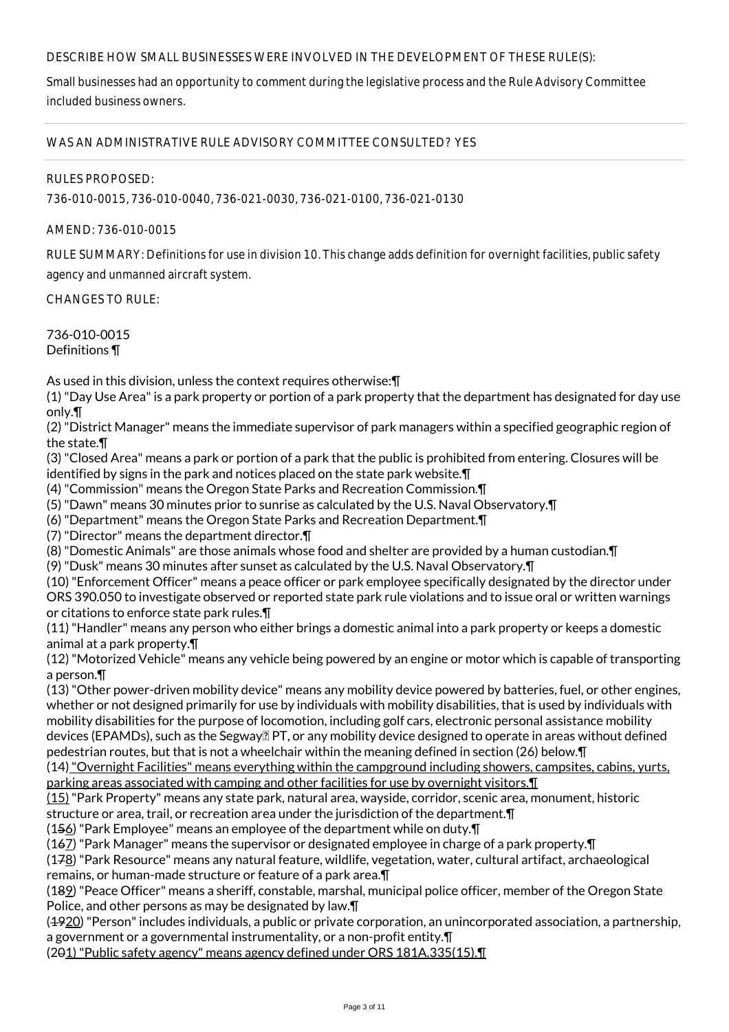DESCRIBE HOW SMALL BUSINESSES WERE INVOLVED IN THE DEVELOPMENT OF THESE RULE(S):

Small businesses had an opportunity to comment during the legislative process and the Rule Advisory Committee included business owners.

WAS AN ADMINISTRATIVE RULE ADVISORY COMMITTEE CONSULTED? YES

RULES PROPOSED:

736-010-0015, 736-010-0040, 736-021-0030, 736-021-0100, 736-021-0130

AMEND: 736-010-0015

RULE SUMMARY: Definitions for use in division 10. This change adds definition for overnight facilities, public safety agency and unmanned aircraft system.

CHANGES TO RULE:

736-010-0015
Definitions ¶

As used in this division, unless the context requires otherwise:¶
(1) "Day Use Area" is a park property or portion of a park property that the department has designated for day use only.¶
(2) "District Manager" means the immediate supervisor of park managers within a specified geographic region of the state.¶
(3) "Closed Area" means a park or portion of a park that the public is prohibited from entering. Closures will be identified by signs in the park and notices placed on the state park website.¶
(4) "Commission" means the Oregon State Parks and Recreation Commission.¶
(5) "Dawn" means 30 minutes prior to sunrise as calculated by the U.S. Naval Observatory.¶
(6) "Department" means the Oregon State Parks and Recreation Department.¶
(7) "Director" means the department director.¶
(8) "Domestic Animals" are those animals whose food and shelter are provided by a human custodian.¶
(9) "Dusk" means 30 minutes after sunset as calculated by the U.S. Naval Observatory.¶
(10) "Enforcement Officer" means a peace officer or park employee specifically designated by the director under ORS 390.050 to investigate observed or reported state park rule violations and to issue oral or written warnings or citations to enforce state park rules.¶
(11) "Handler" means any person who either brings a domestic animal into a park property or keeps a domestic animal at a park property.¶
(12) "Motorized Vehicle" means any vehicle being powered by an engine or motor which is capable of transporting a person.¶
(13) "Other power-driven mobility device" means any mobility device powered by batteries, fuel, or other engines, whether or not designed primarily for use by individuals with mobility disabilities, that is used by individuals with mobility disabilities for the purpose of locomotion, including golf cars, electronic personal assistance mobility devices (EPAMDs), such as the Segway® PT, or any mobility device designed to operate in areas without defined pedestrian routes, but that is not a wheelchair within the meaning defined in section (26) below.¶
(14) "Overnight Facilities" means everything within the campground including showers, campsites, cabins, yurts, parking areas associated with camping and other facilities for use by overnight visitors.¶
(15) "Park Property" means any state park, natural area, wayside, corridor, scenic area, monument, historic structure or area, trail, or recreation area under the jurisdiction of the department.¶
(1~~5~~6) "Park Employee" means an employee of the department while on duty.¶
(1~~6~~7) "Park Manager" means the supervisor or designated employee in charge of a park property.¶
(1~~7~~8) "Park Resource" means any natural feature, wildlife, vegetation, water, cultural artifact, archaeological remains, or human-made structure or feature of a park area.¶
(1~~8~~9) "Peace Officer" means a sheriff, constable, marshal, municipal police officer, member of the Oregon State Police, and other persons as may be designated by law.¶
(~~19~~20) "Person" includes individuals, a public or private corporation, an unincorporated association, a partnership, a government or a governmental instrumentality, or a non-profit entity.¶
(2~~0~~1) "Public safety agency" means agency defined under ORS 181A.335(15).¶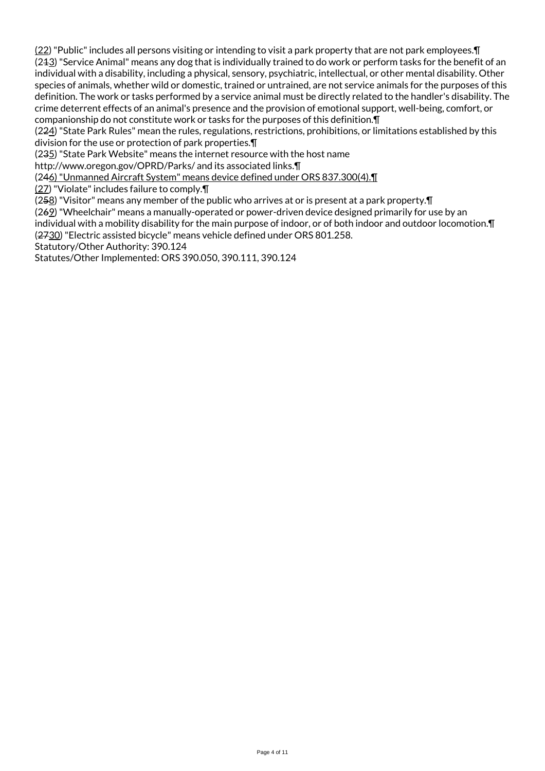(22) "Public" includes all persons visiting or intending to visit a park property that are not park employees.¶
(213) "Service Animal" means any dog that is individually trained to do work or perform tasks for the benefit of an individual with a disability, including a physical, sensory, psychiatric, intellectual, or other mental disability. Other species of animals, whether wild or domestic, trained or untrained, are not service animals for the purposes of this definition. The work or tasks performed by a service animal must be directly related to the handler's disability. The crime deterrent effects of an animal's presence and the provision of emotional support, well-being, comfort, or companionship do not constitute work or tasks for the purposes of this definition.¶
(224) "State Park Rules" mean the rules, regulations, restrictions, prohibitions, or limitations established by this division for the use or protection of park properties.¶
(235) "State Park Website" means the internet resource with the host name http://www.oregon.gov/OPRD/Parks/ and its associated links.¶
(246) "Unmanned Aircraft System" means device defined under ORS 837.300(4).¶
(27) "Violate" includes failure to comply.¶
(258) "Visitor" means any member of the public who arrives at or is present at a park property.¶
(269) "Wheelchair" means a manually-operated or power-driven device designed primarily for use by an individual with a mobility disability for the main purpose of indoor, or of both indoor and outdoor locomotion.¶
(2730) "Electric assisted bicycle" means vehicle defined under ORS 801.258.
Statutory/Other Authority: 390.124
Statutes/Other Implemented: ORS 390.050, 390.111, 390.124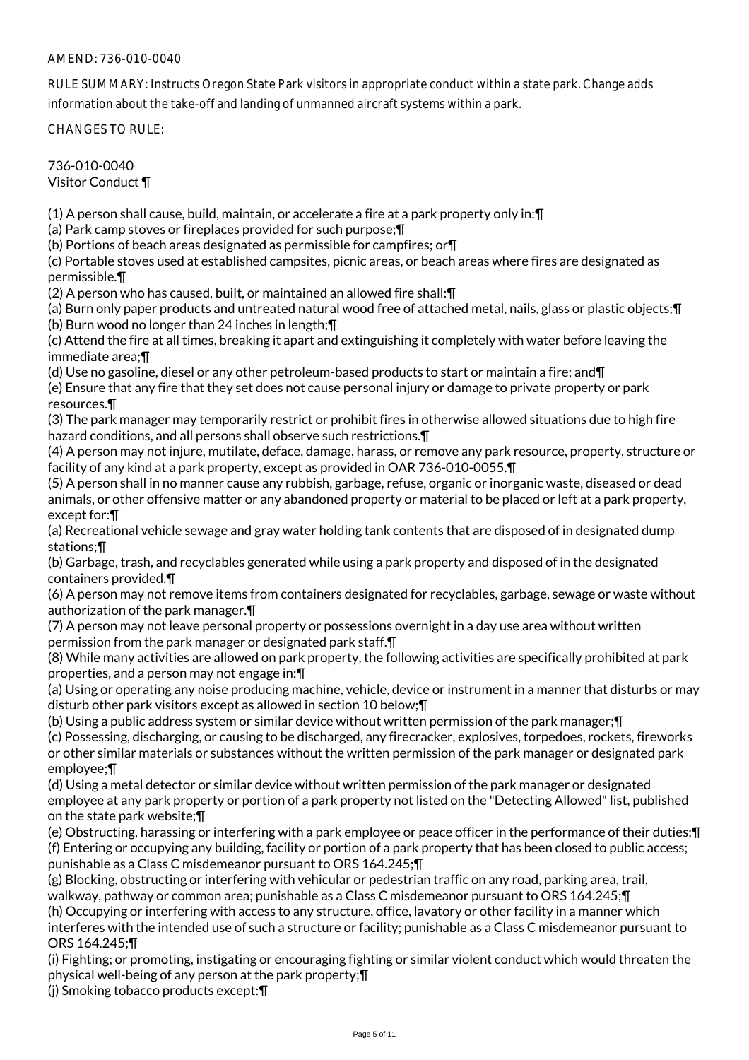AMEND: 736-010-0040

RULE SUMMARY: Instructs Oregon State Park visitors in appropriate conduct within a state park. Change adds information about the take-off and landing of unmanned aircraft systems within a park.

CHANGES TO RULE:

736-010-0040
Visitor Conduct ¶

(1) A person shall cause, build, maintain, or accelerate a fire at a park property only in:¶
(a) Park camp stoves or fireplaces provided for such purpose;¶
(b) Portions of beach areas designated as permissible for campfires; or¶
(c) Portable stoves used at established campsites, picnic areas, or beach areas where fires are designated as permissible.¶
(2) A person who has caused, built, or maintained an allowed fire shall:¶
(a) Burn only paper products and untreated natural wood free of attached metal, nails, glass or plastic objects;¶
(b) Burn wood no longer than 24 inches in length;¶
(c) Attend the fire at all times, breaking it apart and extinguishing it completely with water before leaving the immediate area;¶
(d) Use no gasoline, diesel or any other petroleum-based products to start or maintain a fire; and¶
(e) Ensure that any fire that they set does not cause personal injury or damage to private property or park resources.¶
(3) The park manager may temporarily restrict or prohibit fires in otherwise allowed situations due to high fire hazard conditions, and all persons shall observe such restrictions.¶
(4) A person may not injure, mutilate, deface, damage, harass, or remove any park resource, property, structure or facility of any kind at a park property, except as provided in OAR 736-010-0055.¶
(5) A person shall in no manner cause any rubbish, garbage, refuse, organic or inorganic waste, diseased or dead animals, or other offensive matter or any abandoned property or material to be placed or left at a park property, except for:¶
(a) Recreational vehicle sewage and gray water holding tank contents that are disposed of in designated dump stations;¶
(b) Garbage, trash, and recyclables generated while using a park property and disposed of in the designated containers provided.¶
(6) A person may not remove items from containers designated for recyclables, garbage, sewage or waste without authorization of the park manager.¶
(7) A person may not leave personal property or possessions overnight in a day use area without written permission from the park manager or designated park staff.¶
(8) While many activities are allowed on park property, the following activities are specifically prohibited at park properties, and a person may not engage in:¶
(a) Using or operating any noise producing machine, vehicle, device or instrument in a manner that disturbs or may disturb other park visitors except as allowed in section 10 below;¶
(b) Using a public address system or similar device without written permission of the park manager;¶
(c) Possessing, discharging, or causing to be discharged, any firecracker, explosives, torpedoes, rockets, fireworks or other similar materials or substances without the written permission of the park manager or designated park employee;¶
(d) Using a metal detector or similar device without written permission of the park manager or designated employee at any park property or portion of a park property not listed on the "Detecting Allowed" list, published on the state park website;¶
(e) Obstructing, harassing or interfering with a park employee or peace officer in the performance of their duties;¶
(f) Entering or occupying any building, facility or portion of a park property that has been closed to public access; punishable as a Class C misdemeanor pursuant to ORS 164.245;¶
(g) Blocking, obstructing or interfering with vehicular or pedestrian traffic on any road, parking area, trail, walkway, pathway or common area; punishable as a Class C misdemeanor pursuant to ORS 164.245;¶
(h) Occupying or interfering with access to any structure, office, lavatory or other facility in a manner which interferes with the intended use of such a structure or facility; punishable as a Class C misdemeanor pursuant to ORS 164.245;¶
(i) Fighting; or promoting, instigating or encouraging fighting or similar violent conduct which would threaten the physical well-being of any person at the park property;¶
(j) Smoking tobacco products except:¶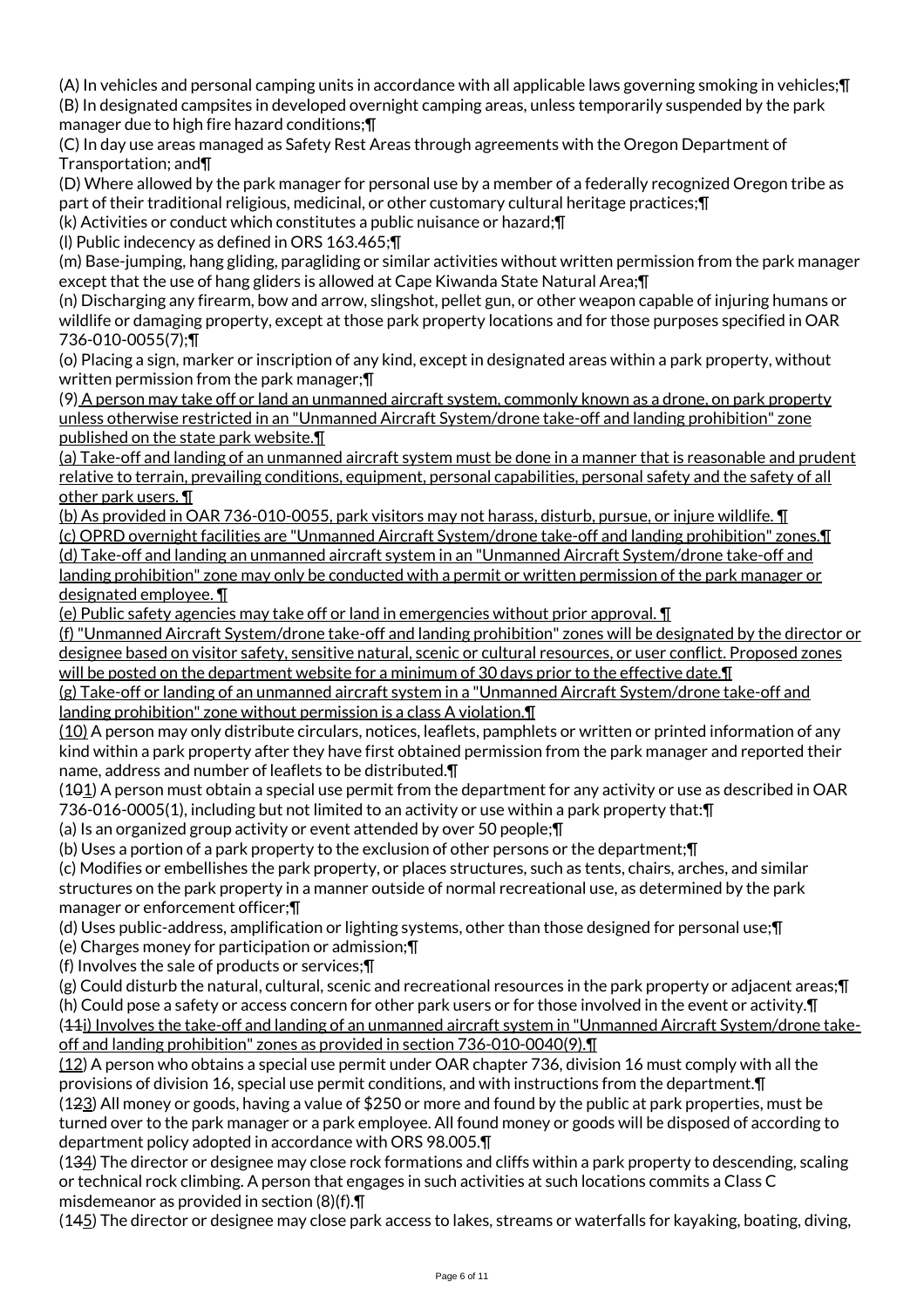(A) In vehicles and personal camping units in accordance with all applicable laws governing smoking in vehicles;¶
(B) In designated campsites in developed overnight camping areas, unless temporarily suspended by the park manager due to high fire hazard conditions;¶
(C) In day use areas managed as Safety Rest Areas through agreements with the Oregon Department of Transportation; and¶
(D) Where allowed by the park manager for personal use by a member of a federally recognized Oregon tribe as part of their traditional religious, medicinal, or other customary cultural heritage practices;¶
(k) Activities or conduct which constitutes a public nuisance or hazard;¶
(l) Public indecency as defined in ORS 163.465;¶
(m) Base-jumping, hang gliding, paragliding or similar activities without written permission from the park manager except that the use of hang gliders is allowed at Cape Kiwanda State Natural Area;¶
(n) Discharging any firearm, bow and arrow, slingshot, pellet gun, or other weapon capable of injuring humans or wildlife or damaging property, except at those park property locations and for those purposes specified in OAR 736-010-0055(7);¶
(o) Placing a sign, marker or inscription of any kind, except in designated areas within a park property, without written permission from the park manager;¶
(9) A person may take off or land an unmanned aircraft system, commonly known as a drone, on park property unless otherwise restricted in an "Unmanned Aircraft System/drone take-off and landing prohibition" zone published on the state park website.¶
(a) Take-off and landing of an unmanned aircraft system must be done in a manner that is reasonable and prudent relative to terrain, prevailing conditions, equipment, personal capabilities, personal safety and the safety of all other park users. ¶
(b) As provided in OAR 736-010-0055, park visitors may not harass, disturb, pursue, or injure wildlife. ¶
(c) OPRD overnight facilities are "Unmanned Aircraft System/drone take-off and landing prohibition" zones.¶
(d) Take-off and landing an unmanned aircraft system in an "Unmanned Aircraft System/drone take-off and landing prohibition" zone may only be conducted with a permit or written permission of the park manager or designated employee. ¶
(e) Public safety agencies may take off or land in emergencies without prior approval. ¶
(f) "Unmanned Aircraft System/drone take-off and landing prohibition" zones will be designated by the director or designee based on visitor safety, sensitive natural, scenic or cultural resources, or user conflict. Proposed zones will be posted on the department website for a minimum of 30 days prior to the effective date.¶
(g) Take-off or landing of an unmanned aircraft system in a "Unmanned Aircraft System/drone take-off and landing prohibition" zone without permission is a class A violation.¶
(10) A person may only distribute circulars, notices, leaflets, pamphlets or written or printed information of any kind within a park property after they have first obtained permission from the park manager and reported their name, address and number of leaflets to be distributed.¶
(1~~0~~1) A person must obtain a special use permit from the department for any activity or use as described in OAR 736-016-0005(1), including but not limited to an activity or use within a park property that:¶
(a) Is an organized group activity or event attended by over 50 people;¶
(b) Uses a portion of a park property to the exclusion of other persons or the department;¶
(c) Modifies or embellishes the park property, or places structures, such as tents, chairs, arches, and similar structures on the park property in a manner outside of normal recreational use, as determined by the park manager or enforcement officer;¶
(d) Uses public-address, amplification or lighting systems, other than those designed for personal use;¶
(e) Charges money for participation or admission;¶
(f) Involves the sale of products or services;¶
(g) Could disturb the natural, cultural, scenic and recreational resources in the park property or adjacent areas;¶
(h) Could pose a safety or access concern for other park users or for those involved in the event or activity.¶
(~~11~~i) Involves the take-off and landing of an unmanned aircraft system in "Unmanned Aircraft System/drone take-off and landing prohibition" zones as provided in section 736-010-0040(9).¶
(12) A person who obtains a special use permit under OAR chapter 736, division 16 must comply with all the provisions of division 16, special use permit conditions, and with instructions from the department.¶
(1~~2~~3) All money or goods, having a value of $250 or more and found by the public at park properties, must be turned over to the park manager or a park employee. All found money or goods will be disposed of according to department policy adopted in accordance with ORS 98.005.¶
(1~~3~~4) The director or designee may close rock formations and cliffs within a park property to descending, scaling or technical rock climbing. A person that engages in such activities at such locations commits a Class C misdemeanor as provided in section (8)(f).¶
(1~~4~~5) The director or designee may close park access to lakes, streams or waterfalls for kayaking, boating, diving,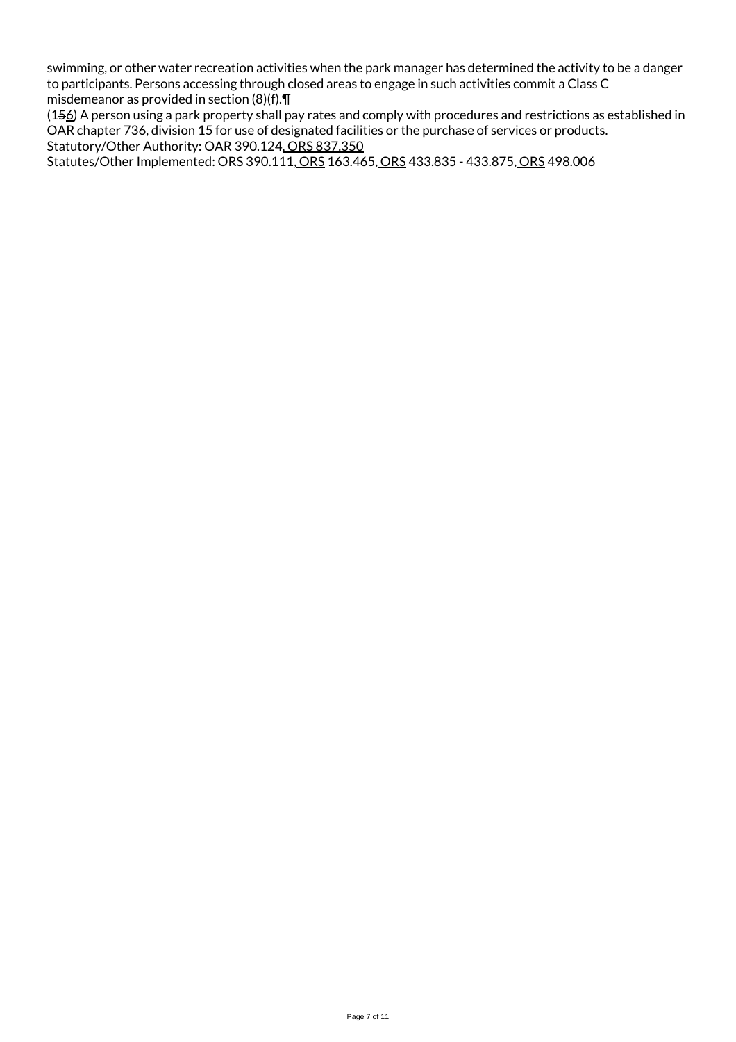swimming, or other water recreation activities when the park manager has determined the activity to be a danger to participants. Persons accessing through closed areas to engage in such activities commit a Class C misdemeanor as provided in section (8)(f).¶

(1~~5~~6) A person using a park property shall pay rates and comply with procedures and restrictions as established in OAR chapter 736, division 15 for use of designated facilities or the purchase of services or products.

Statutory/Other Authority: OAR 390.124, ORS 837.350

Statutes/Other Implemented: ORS 390.111, ORS 163.465, ORS 433.835 - 433.875, ORS 498.006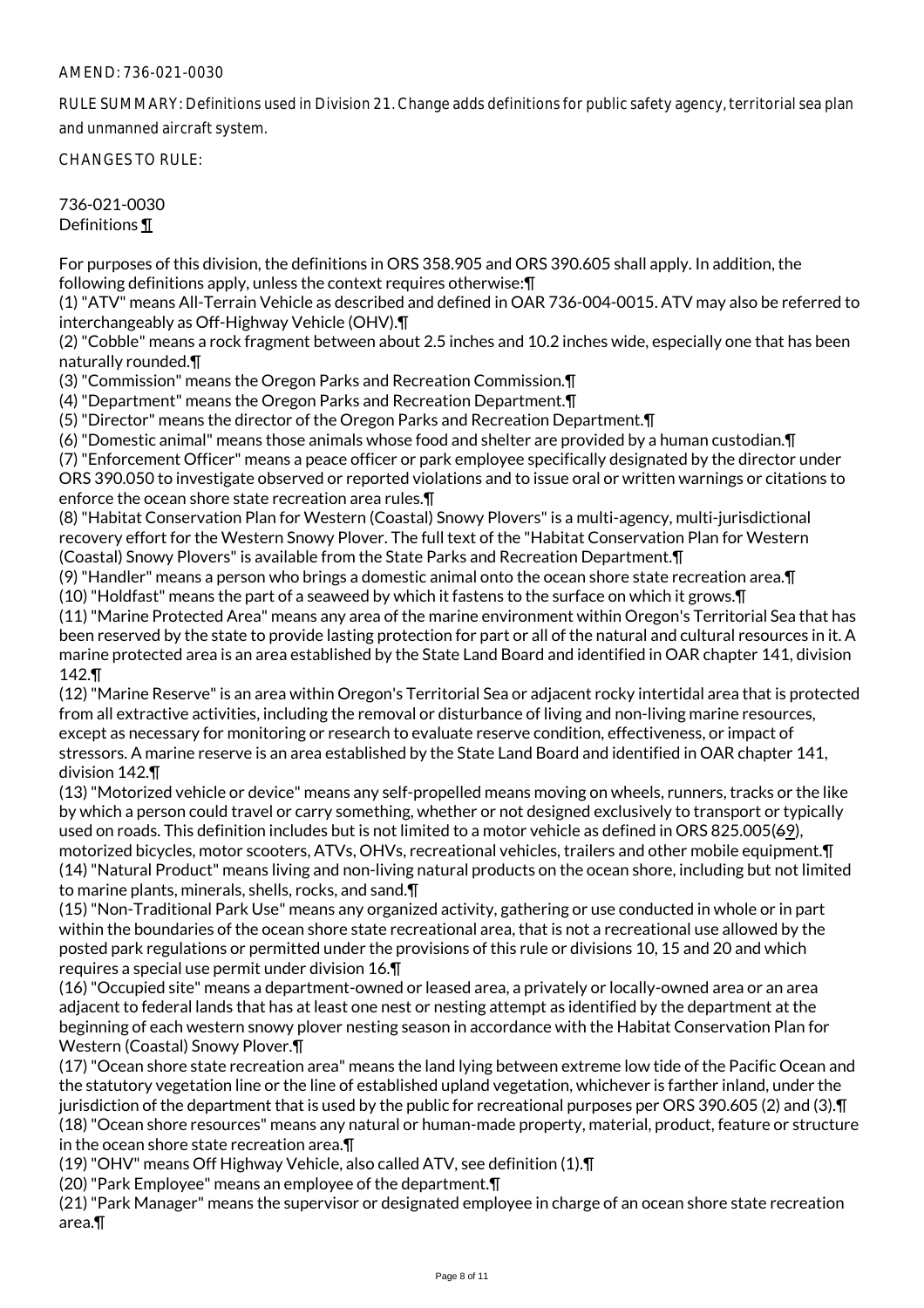AMEND: 736-021-0030

RULE SUMMARY: Definitions used in Division 21. Change adds definitions for public safety agency, territorial sea plan and unmanned aircraft system.

CHANGES TO RULE:

736-021-0030
Definitions ¶

For purposes of this division, the definitions in ORS 358.905 and ORS 390.605 shall apply. In addition, the following definitions apply, unless the context requires otherwise:¶
(1) "ATV" means All-Terrain Vehicle as described and defined in OAR 736-004-0015. ATV may also be referred to interchangeably as Off-Highway Vehicle (OHV).¶
(2) "Cobble" means a rock fragment between about 2.5 inches and 10.2 inches wide, especially one that has been naturally rounded.¶
(3) "Commission" means the Oregon Parks and Recreation Commission.¶
(4) "Department" means the Oregon Parks and Recreation Department.¶
(5) "Director" means the director of the Oregon Parks and Recreation Department.¶
(6) "Domestic animal" means those animals whose food and shelter are provided by a human custodian.¶
(7) "Enforcement Officer" means a peace officer or park employee specifically designated by the director under ORS 390.050 to investigate observed or reported violations and to issue oral or written warnings or citations to enforce the ocean shore state recreation area rules.¶
(8) "Habitat Conservation Plan for Western (Coastal) Snowy Plovers" is a multi-agency, multi-jurisdictional recovery effort for the Western Snowy Plover. The full text of the "Habitat Conservation Plan for Western (Coastal) Snowy Plovers" is available from the State Parks and Recreation Department.¶
(9) "Handler" means a person who brings a domestic animal onto the ocean shore state recreation area.¶
(10) "Holdfast" means the part of a seaweed by which it fastens to the surface on which it grows.¶
(11) "Marine Protected Area" means any area of the marine environment within Oregon's Territorial Sea that has been reserved by the state to provide lasting protection for part or all of the natural and cultural resources in it. A marine protected area is an area established by the State Land Board and identified in OAR chapter 141, division 142.¶
(12) "Marine Reserve" is an area within Oregon's Territorial Sea or adjacent rocky intertidal area that is protected from all extractive activities, including the removal or disturbance of living and non-living marine resources, except as necessary for monitoring or research to evaluate reserve condition, effectiveness, or impact of stressors. A marine reserve is an area established by the State Land Board and identified in OAR chapter 141, division 142.¶
(13) "Motorized vehicle or device" means any self-propelled means moving on wheels, runners, tracks or the like by which a person could travel or carry something, whether or not designed exclusively to transport or typically used on roads. This definition includes but is not limited to a motor vehicle as defined in ORS 825.005(~~6~~9), motorized bicycles, motor scooters, ATVs, OHVs, recreational vehicles, trailers and other mobile equipment.¶
(14) "Natural Product" means living and non-living natural products on the ocean shore, including but not limited to marine plants, minerals, shells, rocks, and sand.¶
(15) "Non-Traditional Park Use" means any organized activity, gathering or use conducted in whole or in part within the boundaries of the ocean shore state recreational area, that is not a recreational use allowed by the posted park regulations or permitted under the provisions of this rule or divisions 10, 15 and 20 and which requires a special use permit under division 16.¶
(16) "Occupied site" means a department-owned or leased area, a privately or locally-owned area or an area adjacent to federal lands that has at least one nest or nesting attempt as identified by the department at the beginning of each western snowy plover nesting season in accordance with the Habitat Conservation Plan for Western (Coastal) Snowy Plover.¶
(17) "Ocean shore state recreation area" means the land lying between extreme low tide of the Pacific Ocean and the statutory vegetation line or the line of established upland vegetation, whichever is farther inland, under the jurisdiction of the department that is used by the public for recreational purposes per ORS 390.605 (2) and (3).¶
(18) "Ocean shore resources" means any natural or human-made property, material, product, feature or structure in the ocean shore state recreation area.¶
(19) "OHV" means Off Highway Vehicle, also called ATV, see definition (1).¶
(20) "Park Employee" means an employee of the department.¶
(21) "Park Manager" means the supervisor or designated employee in charge of an ocean shore state recreation area.¶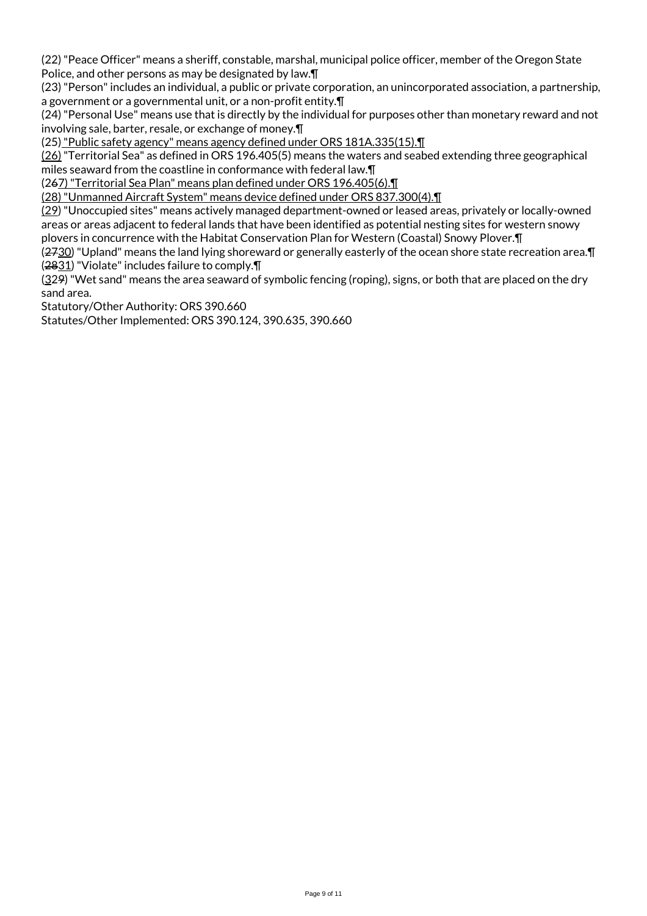(22) "Peace Officer" means a sheriff, constable, marshal, municipal police officer, member of the Oregon State Police, and other persons as may be designated by law.¶

(23) "Person" includes an individual, a public or private corporation, an unincorporated association, a partnership, a government or a governmental unit, or a non-profit entity.¶

(24) "Personal Use" means use that is directly by the individual for purposes other than monetary reward and not involving sale, barter, resale, or exchange of money.¶

(25) "Public safety agency" means agency defined under ORS 181A.335(15).¶

(26) "Territorial Sea" as defined in ORS 196.405(5) means the waters and seabed extending three geographical miles seaward from the coastline in conformance with federal law.¶

(267) "Territorial Sea Plan" means plan defined under ORS 196.405(6).¶

(28) "Unmanned Aircraft System" means device defined under ORS 837.300(4).¶

(29) "Unoccupied sites" means actively managed department-owned or leased areas, privately or locally-owned areas or areas adjacent to federal lands that have been identified as potential nesting sites for western snowy plovers in concurrence with the Habitat Conservation Plan for Western (Coastal) Snowy Plover.¶

(2730) "Upland" means the land lying shoreward or generally easterly of the ocean shore state recreation area.¶

(2831) "Violate" includes failure to comply.¶

(329) "Wet sand" means the area seaward of symbolic fencing (roping), signs, or both that are placed on the dry sand area.

Statutory/Other Authority: ORS 390.660

Statutes/Other Implemented: ORS 390.124, 390.635, 390.660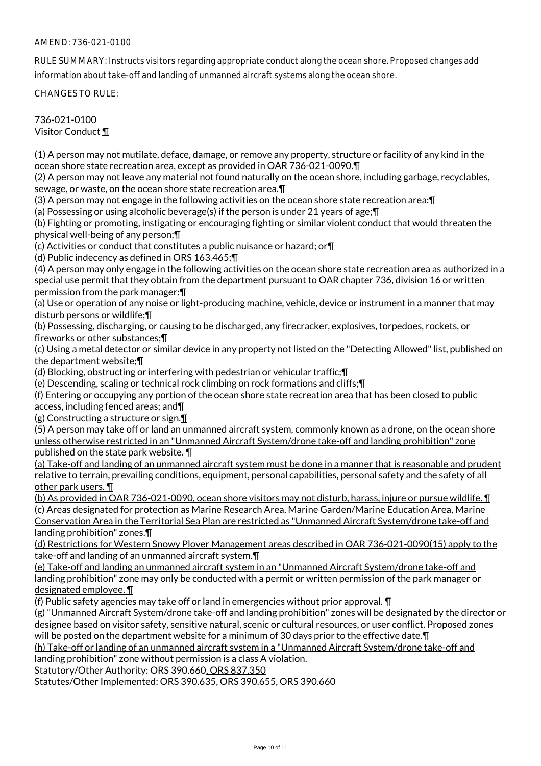AMEND: 736-021-0100

RULE SUMMARY: Instructs visitors regarding appropriate conduct along the ocean shore. Proposed changes add information about take-off and landing of unmanned aircraft systems along the ocean shore.

CHANGES TO RULE:

736-021-0100
Visitor Conduct ¶

(1) A person may not mutilate, deface, damage, or remove any property, structure or facility of any kind in the ocean shore state recreation area, except as provided in OAR 736-021-0090.¶
(2) A person may not leave any material not found naturally on the ocean shore, including garbage, recyclables, sewage, or waste, on the ocean shore state recreation area.¶
(3) A person may not engage in the following activities on the ocean shore state recreation area:¶
(a) Possessing or using alcoholic beverage(s) if the person is under 21 years of age;¶
(b) Fighting or promoting, instigating or encouraging fighting or similar violent conduct that would threaten the physical well-being of any person;¶
(c) Activities or conduct that constitutes a public nuisance or hazard; or¶
(d) Public indecency as defined in ORS 163.465;¶
(4) A person may only engage in the following activities on the ocean shore state recreation area as authorized in a special use permit that they obtain from the department pursuant to OAR chapter 736, division 16 or written permission from the park manager:¶
(a) Use or operation of any noise or light-producing machine, vehicle, device or instrument in a manner that may disturb persons or wildlife;¶
(b) Possessing, discharging, or causing to be discharged, any firecracker, explosives, torpedoes, rockets, or fireworks or other substances;¶
(c) Using a metal detector or similar device in any property not listed on the "Detecting Allowed" list, published on the department website;¶
(d) Blocking, obstructing or interfering with pedestrian or vehicular traffic;¶
(e) Descending, scaling or technical rock climbing on rock formations and cliffs;¶
(f) Entering or occupying any portion of the ocean shore state recreation area that has been closed to public access, including fenced areas; and¶
(g) Constructing a structure or sign.¶
(5) A person may take off or land an unmanned aircraft system, commonly known as a drone, on the ocean shore unless otherwise restricted in an "Unmanned Aircraft System/drone take-off and landing prohibition" zone published on the state park website. ¶
(a) Take-off and landing of an unmanned aircraft system must be done in a manner that is reasonable and prudent relative to terrain, prevailing conditions, equipment, personal capabilities, personal safety and the safety of all other park users. ¶
(b) As provided in OAR 736-021-0090, ocean shore visitors may not disturb, harass, injure or pursue wildlife. ¶
(c) Areas designated for protection as Marine Research Area, Marine Garden/Marine Education Area, Marine Conservation Area in the Territorial Sea Plan are restricted as "Unmanned Aircraft System/drone take-off and landing prohibition" zones.¶
(d) Restrictions for Western Snowy Plover Management areas described in OAR 736-021-0090(15) apply to the take-off and landing of an unmanned aircraft system.¶
(e) Take-off and landing an unmanned aircraft system in an "Unmanned Aircraft System/drone take-off and landing prohibition" zone may only be conducted with a permit or written permission of the park manager or designated employee. ¶
(f) Public safety agencies may take off or land in emergencies without prior approval. ¶
(g) "Unmanned Aircraft System/drone take-off and landing prohibition" zones will be designated by the director or designee based on visitor safety, sensitive natural, scenic or cultural resources, or user conflict. Proposed zones will be posted on the department website for a minimum of 30 days prior to the effective date.¶
(h) Take-off or landing of an unmanned aircraft system in a "Unmanned Aircraft System/drone take-off and landing prohibition" zone without permission is a class A violation.
Statutory/Other Authority: ORS 390.660, ORS 837.350
Statutes/Other Implemented: ORS 390.635, ORS 390.655, ORS 390.660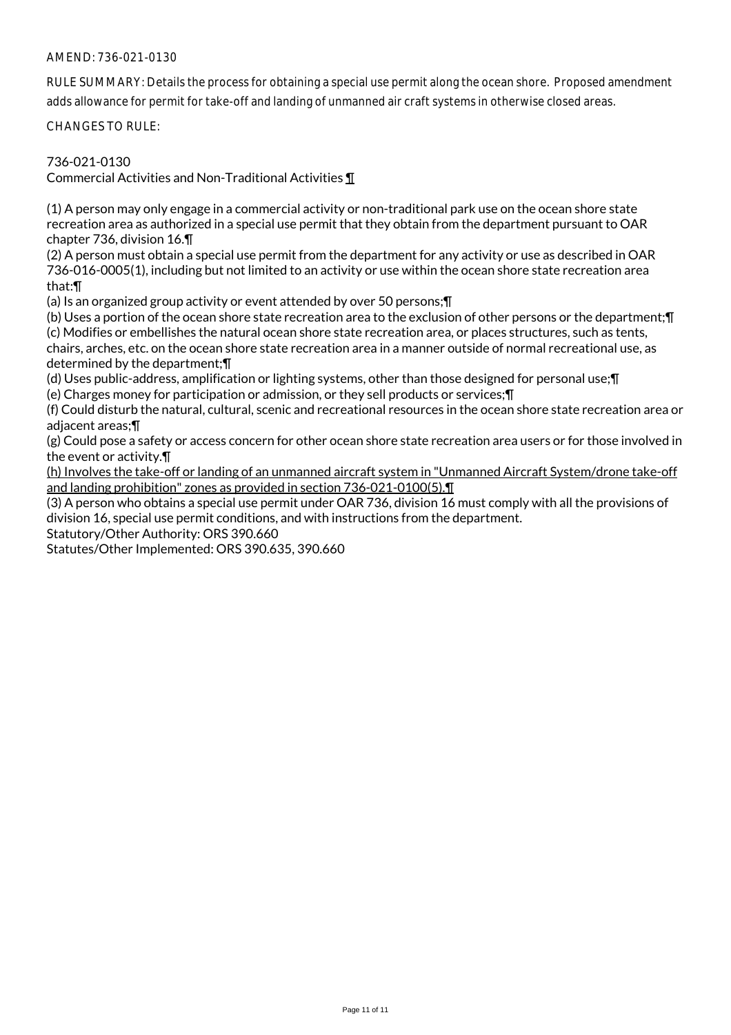AMEND: 736-021-0130

RULE SUMMARY: Details the process for obtaining a special use permit along the ocean shore. Proposed amendment adds allowance for permit for take-off and landing of unmanned air craft systems in otherwise closed areas.

CHANGES TO RULE:

736-021-0130
Commercial Activities and Non-Traditional Activities ¶

(1) A person may only engage in a commercial activity or non-traditional park use on the ocean shore state recreation area as authorized in a special use permit that they obtain from the department pursuant to OAR chapter 736, division 16.¶
(2) A person must obtain a special use permit from the department for any activity or use as described in OAR 736-016-0005(1), including but not limited to an activity or use within the ocean shore state recreation area that:¶
(a) Is an organized group activity or event attended by over 50 persons;¶
(b) Uses a portion of the ocean shore state recreation area to the exclusion of other persons or the department;¶
(c) Modifies or embellishes the natural ocean shore state recreation area, or places structures, such as tents, chairs, arches, etc. on the ocean shore state recreation area in a manner outside of normal recreational use, as determined by the department;¶
(d) Uses public-address, amplification or lighting systems, other than those designed for personal use;¶
(e) Charges money for participation or admission, or they sell products or services;¶
(f) Could disturb the natural, cultural, scenic and recreational resources in the ocean shore state recreation area or adjacent areas;¶
(g) Could pose a safety or access concern for other ocean shore state recreation area users or for those involved in the event or activity.¶
<u>(h) Involves the take-off or landing of an unmanned aircraft system in "Unmanned Aircraft System/drone take-off and landing prohibition" zones as provided in section 736-021-0100(5).¶</u>
(3) A person who obtains a special use permit under OAR 736, division 16 must comply with all the provisions of division 16, special use permit conditions, and with instructions from the department.
Statutory/Other Authority: ORS 390.660
Statutes/Other Implemented: ORS 390.635, 390.660